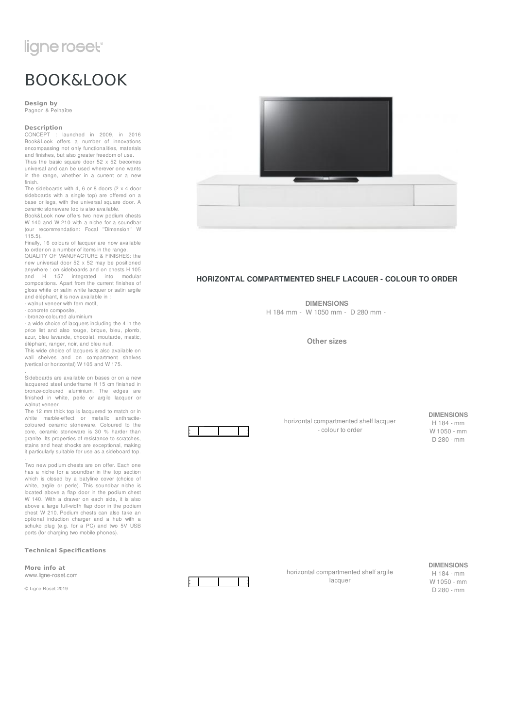ligne roset

# BOOK&LOOK

**Design by**
Pagnon & Pelhaître

**Description**

CONCEPT : launched in 2009, in 2016 Book&Look offers a number of innovations encompassing not only functionalities, materials and finishes, but also greater freedom of use.
Thus the basic square door 52 x 52 becomes universal and can be used wherever one wants in the range, whether in a current or a new finish.
The sideboards with 4, 6 or 8 doors (2 x 4 door sideboards with a single top) are offered on a base or legs, with the universal square door. A ceramic stoneware top is also available.
Book&Look now offers two new podium chests W 140 and W 210 with a niche for a soundbar (our recommendation: Focal "Dimension" W 115.5).
Finally, 16 colours of lacquer are now available to order on a number of items in the range.
QUALITY OF MANUFACTURE & FINISHES: the new universal door 52 x 52 may be positioned anywhere : on sideboards and on chests H 105 and H 157 integrated into modular compositions. Apart from the current finishes of gloss white or satin white lacquer or satin argile and éléphant, it is now available in :
- walnut veneer with fern motif,
- concrete composite,
- bronze-coloured aluminium
- a wide choice of lacquers including the 4 in the price list and also rouge, brique, bleu, plomb, azur, bleu lavande, chocolat, moutarde, mastic, éléphant, ranger, noir, and bleu nuit.
This wide choice of lacquers is also available on wall shelves and on compartment shelves (vertical or horizontal) W 105 and W 175.
.
Sideboards are available on bases or on a new lacquered steel underframe H 15 cm finished in bronze-coloured aluminium. The edges are finished in white, perle or argile lacquer or walnut veneer.
The 12 mm thick top is lacquered to match or in white marble-effect or metallic anthracite-coloured ceramic stoneware. Coloured to the core, ceramic stoneware is 30 % harder than granite. Its properties of resistance to scratches, stains and heat shocks are exceptional, making it particularly suitable for use as a sideboard top.
.
Two new podium chests are on offer. Each one has a niche for a soundbar in the top section which is closed by a batyline cover (choice of white, argile or perle). This soundbar niche is located above a flap door in the podium chest W 140. With a drawer on each side, it is also above a large full-width flap door in the podium chest W 210. Podium chests can also take an optional induction charger and a hub with a schuko plug (e.g. for a PC) and two 5V USB ports (for charging two mobile phones).

**Technical Specifications**

**More info at**
www.ligne-roset.com

© Ligne Roset 2019

### HORIZONTAL COMPARTMENTED SHELF LACQUER - COLOUR TO ORDER

**DIMENSIONS**
H 184 mm - W 1050 mm - D 280 mm -

**Other sizes**

horizontal compartmented shelf lacquer - colour to order

**DIMENSIONS**
H 184 - mm
W 1050 - mm
D 280 - mm

horizontal compartmented shelf argile lacquer

**DIMENSIONS**
H 184 - mm
W 1050 - mm
D 280 - mm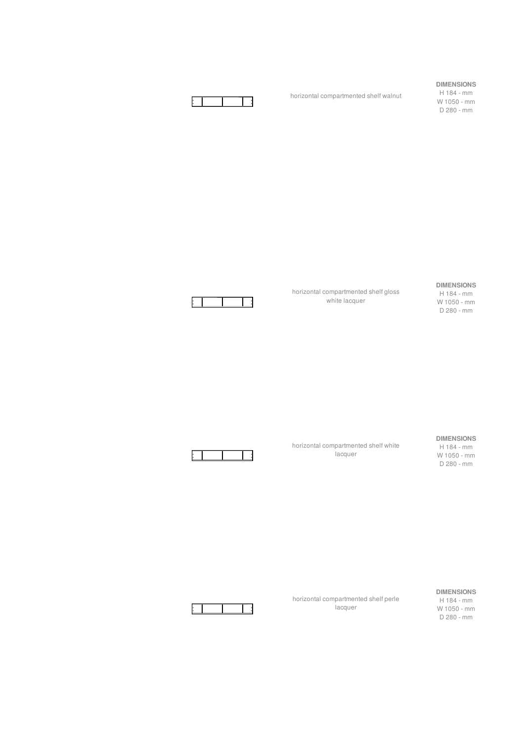horizontal compartmented shelf walnut

**DIMENSIONS**
H 184 - mm
W 1050 - mm
D 280 - mm

horizontal compartmented shelf gloss white lacquer

**DIMENSIONS**
H 184 - mm
W 1050 - mm
D 280 - mm

horizontal compartmented shelf white lacquer

**DIMENSIONS**
H 184 - mm
W 1050 - mm
D 280 - mm

horizontal compartmented shelf perle lacquer

**DIMENSIONS**
H 184 - mm
W 1050 - mm
D 280 - mm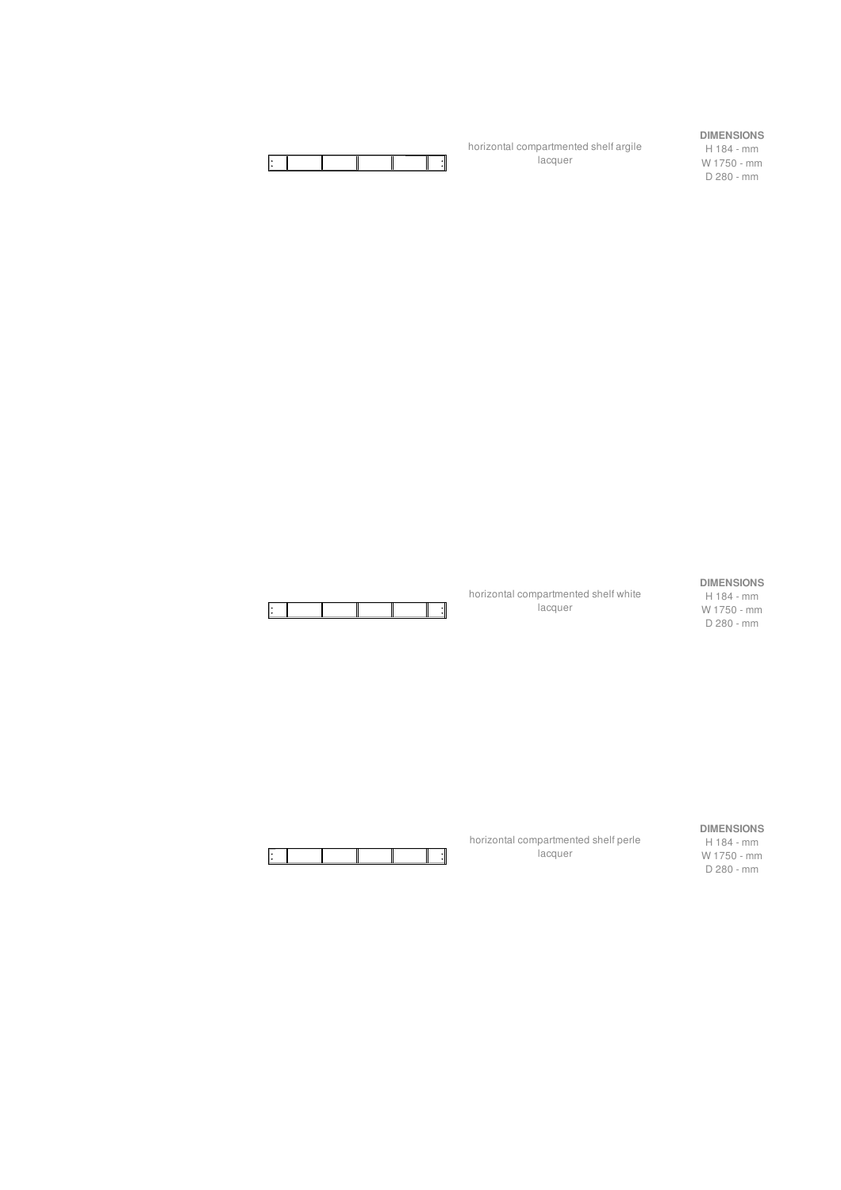horizontal compartmented shelf argile lacquer

**DIMENSIONS**
H 184 - mm
W 1750 - mm
D 280 - mm

horizontal compartmented shelf white lacquer

**DIMENSIONS**
H 184 - mm
W 1750 - mm
D 280 - mm

horizontal compartmented shelf perle lacquer

**DIMENSIONS**
H 184 - mm
W 1750 - mm
D 280 - mm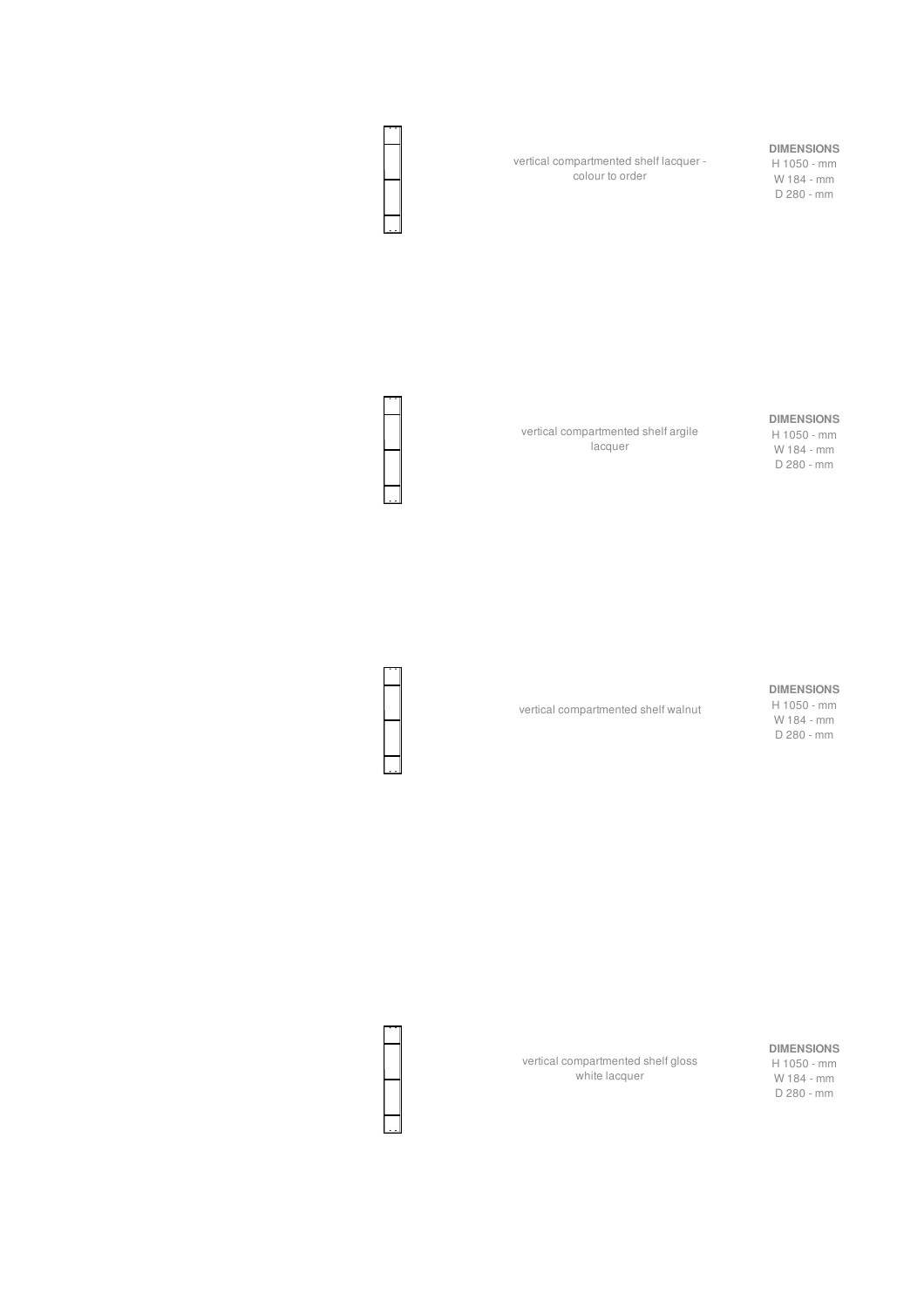vertical compartmented shelf lacquer - colour to order

**DIMENSIONS**
H 1050 - mm
W 184 - mm
D 280 - mm

vertical compartmented shelf argile lacquer

**DIMENSIONS**
H 1050 - mm
W 184 - mm
D 280 - mm

vertical compartmented shelf walnut

**DIMENSIONS**
H 1050 - mm
W 184 - mm
D 280 - mm

vertical compartmented shelf gloss white lacquer

**DIMENSIONS**
H 1050 - mm
W 184 - mm
D 280 - mm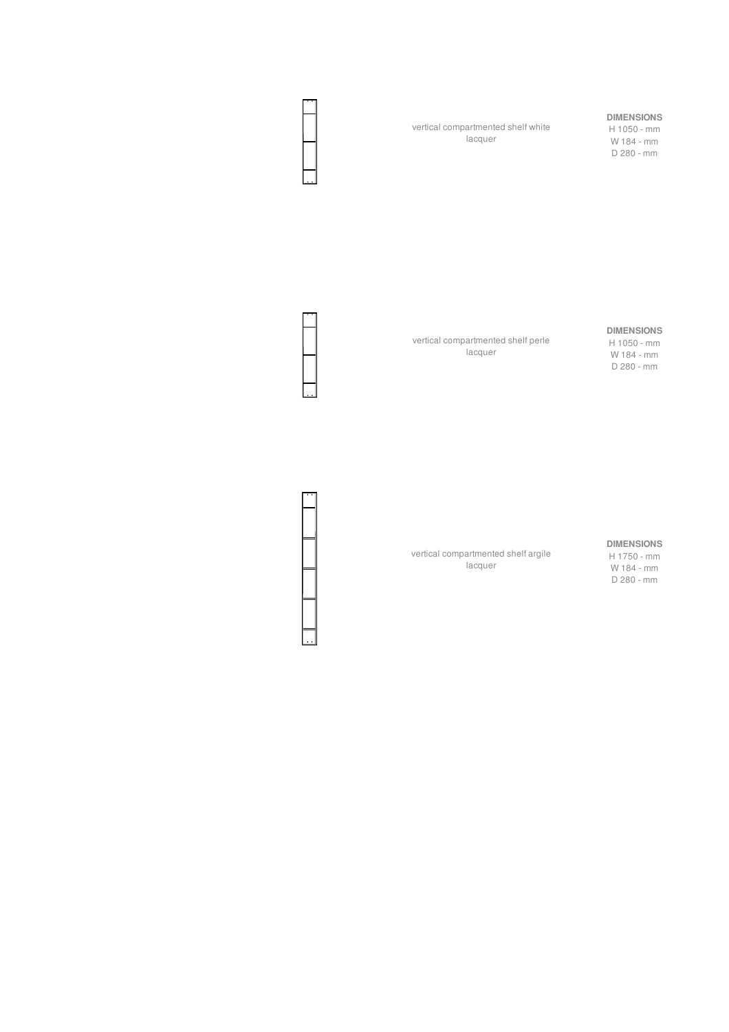vertical compartmented shelf white lacquer

**DIMENSIONS**
H 1050 - mm
W 184 - mm
D 280 - mm

vertical compartmented shelf perle lacquer

**DIMENSIONS**
H 1050 - mm
W 184 - mm
D 280 - mm

vertical compartmented shelf argile lacquer

**DIMENSIONS**
H 1750 - mm
W 184 - mm
D 280 - mm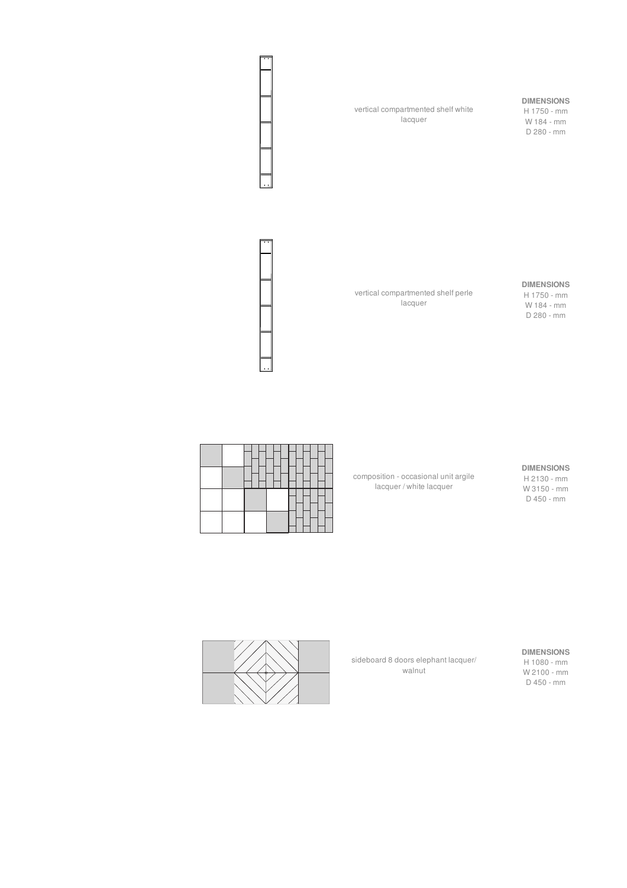vertical compartmented shelf white lacquer

**DIMENSIONS**
H 1750 - mm
W 184 - mm
D 280 - mm

vertical compartmented shelf perle lacquer

**DIMENSIONS**
H 1750 - mm
W 184 - mm
D 280 - mm

composition - occasional unit argile lacquer / white lacquer

**DIMENSIONS**
H 2130 - mm
W 3150 - mm
D 450 - mm

sideboard 8 doors elephant lacquer/ walnut

**DIMENSIONS**
H 1080 - mm
W 2100 - mm
D 450 - mm